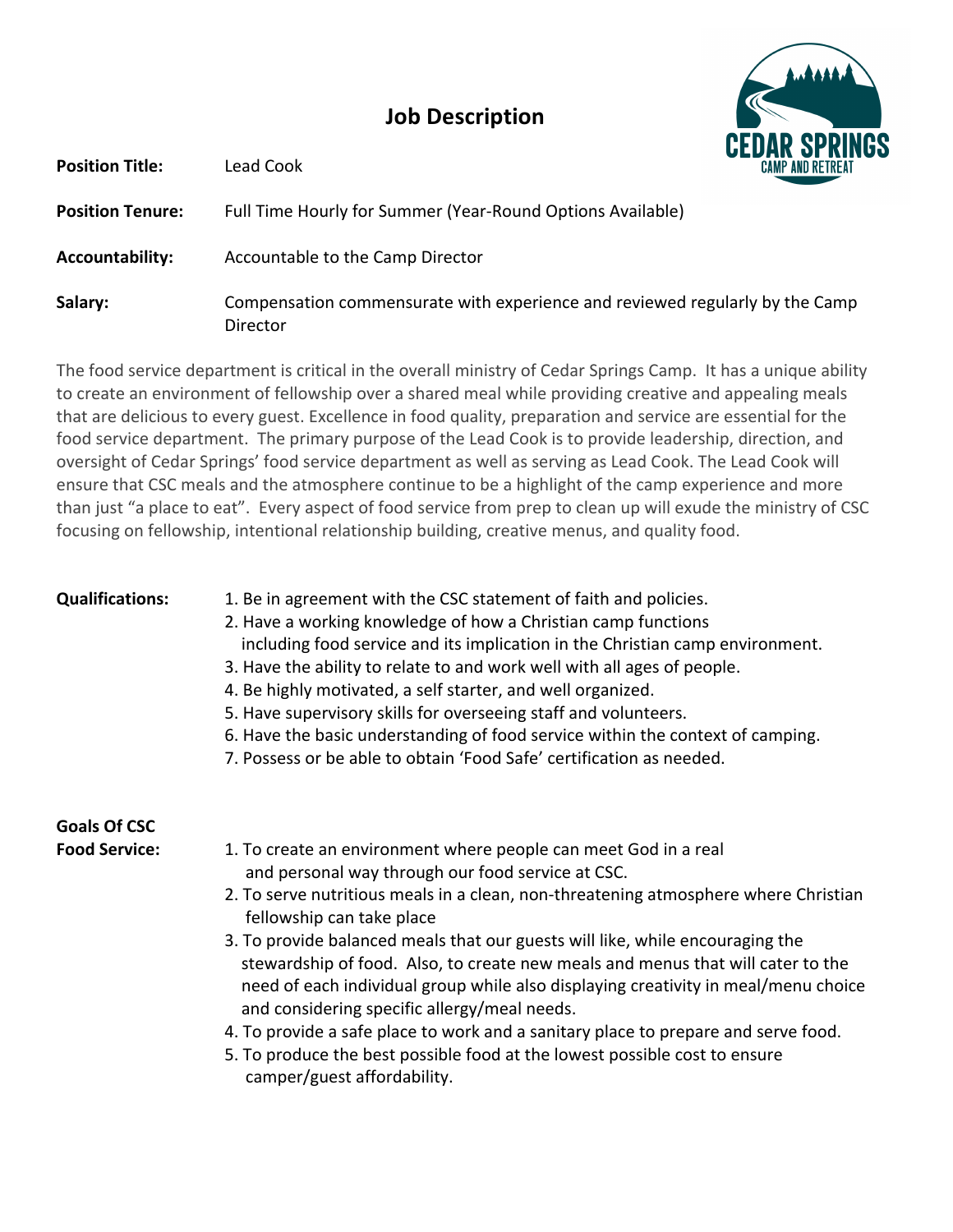# Job Description

CEDAR SPRINGS
CAMP AND RETREAT

**Position Title:** Lead Cook

**Position Tenure:** Full Time Hourly for Summer (Year-Round Options Available)

**Accountability:** Accountable to the Camp Director

**Salary:** Compensation commensurate with experience and reviewed regularly by the Camp Director

The food service department is critical in the overall ministry of Cedar Springs Camp. It has a unique ability to create an environment of fellowship over a shared meal while providing creative and appealing meals that are delicious to every guest. Excellence in food quality, preparation and service are essential for the food service department. The primary purpose of the Lead Cook is to provide leadership, direction, and oversight of Cedar Springs' food service department as well as serving as Lead Cook. The Lead Cook will ensure that CSC meals and the atmosphere continue to be a highlight of the camp experience and more than just "a place to eat". Every aspect of food service from prep to clean up will exude the ministry of CSC focusing on fellowship, intentional relationship building, creative menus, and quality food.

**Qualifications:**

1. Be in agreement with the CSC statement of faith and policies.
2. Have a working knowledge of how a Christian camp functions including food service and its implication in the Christian camp environment.
3. Have the ability to relate to and work well with all ages of people.
4. Be highly motivated, a self starter, and well organized.
5. Have supervisory skills for overseeing staff and volunteers.
6. Have the basic understanding of food service within the context of camping.
7. Possess or be able to obtain 'Food Safe' certification as needed.

**Goals Of CSC Food Service:**

1. To create an environment where people can meet God in a real and personal way through our food service at CSC.
2. To serve nutritious meals in a clean, non-threatening atmosphere where Christian fellowship can take place
3. To provide balanced meals that our guests will like, while encouraging the stewardship of food. Also, to create new meals and menus that will cater to the need of each individual group while also displaying creativity in meal/menu choice and considering specific allergy/meal needs.
4. To provide a safe place to work and a sanitary place to prepare and serve food.
5. To produce the best possible food at the lowest possible cost to ensure camper/guest affordability.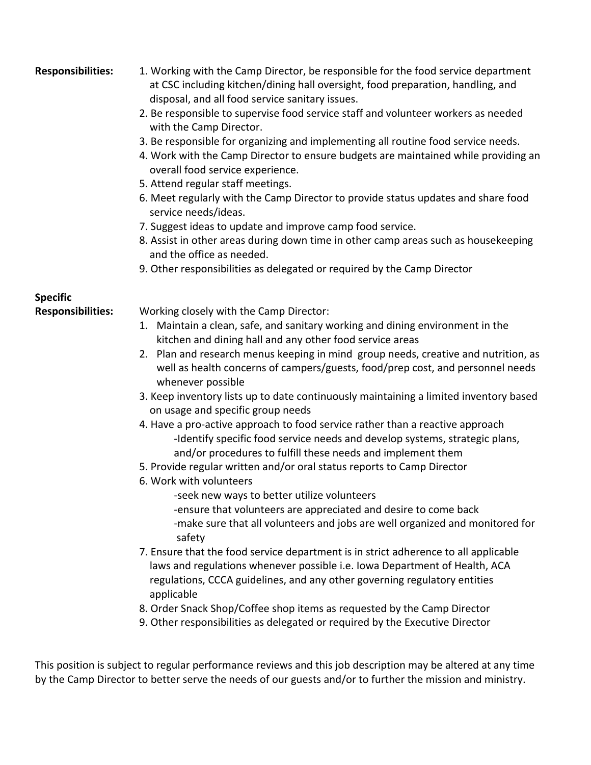**Responsibilities:**

1. Working with the Camp Director, be responsible for the food service department at CSC including kitchen/dining hall oversight, food preparation, handling, and disposal, and all food service sanitary issues.
2. Be responsible to supervise food service staff and volunteer workers as needed with the Camp Director.
3. Be responsible for organizing and implementing all routine food service needs.
4. Work with the Camp Director to ensure budgets are maintained while providing an overall food service experience.
5. Attend regular staff meetings.
6. Meet regularly with the Camp Director to provide status updates and share food service needs/ideas.
7. Suggest ideas to update and improve camp food service.
8. Assist in other areas during down time in other camp areas such as housekeeping and the office as needed.
9. Other responsibilities as delegated or required by the Camp Director

**Specific Responsibilities:**

Working closely with the Camp Director:

1. Maintain a clean, safe, and sanitary working and dining environment in the kitchen and dining hall and any other food service areas
2. Plan and research menus keeping in mind group needs, creative and nutrition, as well as health concerns of campers/guests, food/prep cost, and personnel needs whenever possible
3. Keep inventory lists up to date continuously maintaining a limited inventory based on usage and specific group needs
4. Have a pro-active approach to food service rather than a reactive approach
   - -Identify specific food service needs and develop systems, strategic plans, and/or procedures to fulfill these needs and implement them
5. Provide regular written and/or oral status reports to Camp Director
6. Work with volunteers
   - -seek new ways to better utilize volunteers
   - -ensure that volunteers are appreciated and desire to come back
   - -make sure that all volunteers and jobs are well organized and monitored for safety
7. Ensure that the food service department is in strict adherence to all applicable laws and regulations whenever possible i.e. Iowa Department of Health, ACA regulations, CCCA guidelines, and any other governing regulatory entities applicable
8. Order Snack Shop/Coffee shop items as requested by the Camp Director
9. Other responsibilities as delegated or required by the Executive Director

This position is subject to regular performance reviews and this job description may be altered at any time by the Camp Director to better serve the needs of our guests and/or to further the mission and ministry.